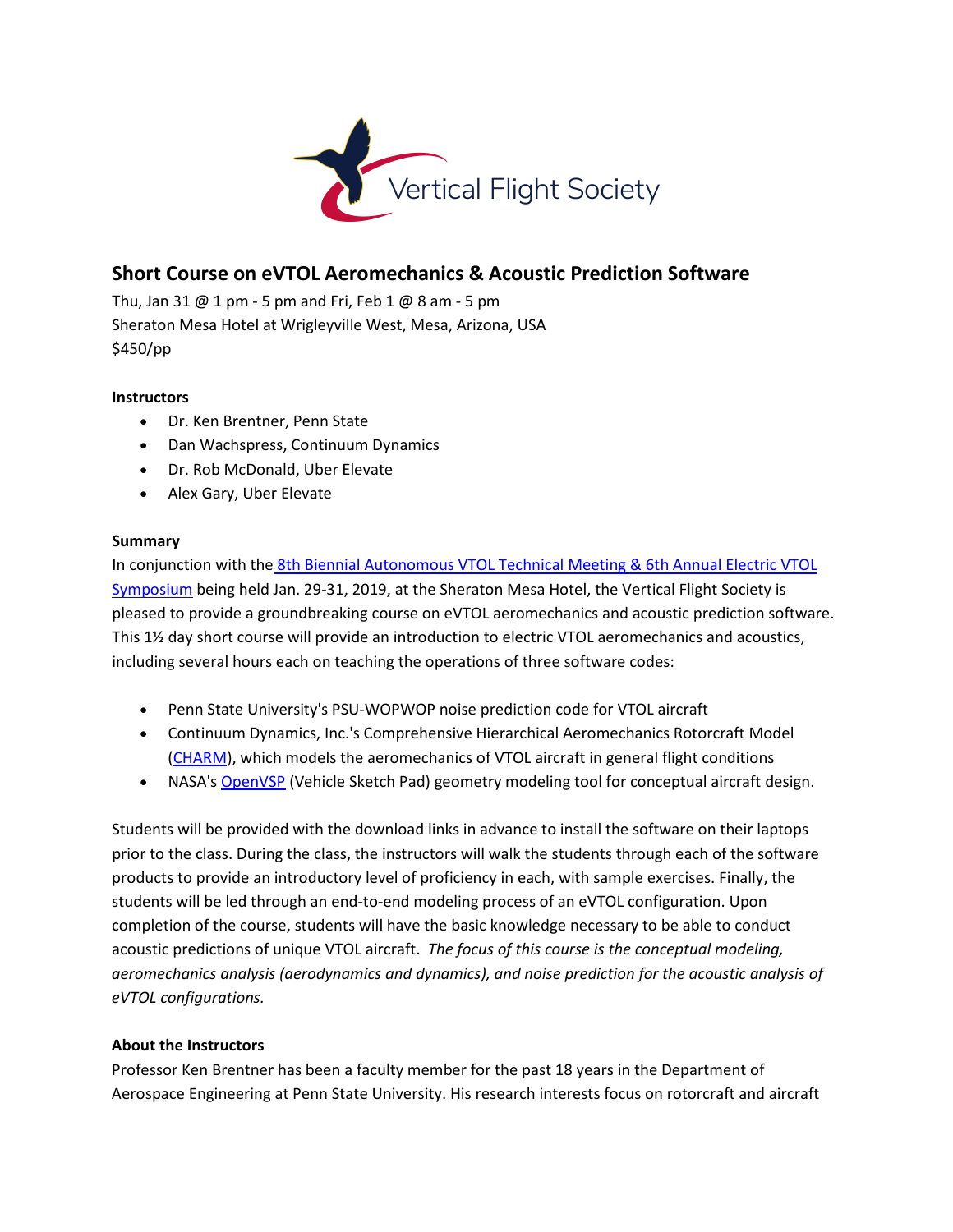Vertical Flight Society

## Short Course on eVTOL Aeromechanics & Acoustic Prediction Software

Thu, Jan 31 @ 1 pm - 5 pm and Fri, Feb 1 @ 8 am - 5 pm
Sheraton Mesa Hotel at Wrigleyville West, Mesa, Arizona, USA
$450/pp

### Instructors

- Dr. Ken Brentner, Penn State
- Dan Wachspress, Continuum Dynamics
- Dr. Rob McDonald, Uber Elevate
- Alex Gary, Uber Elevate

### Summary

In conjunction with the 8th Biennial Autonomous VTOL Technical Meeting & 6th Annual Electric VTOL Symposium being held Jan. 29-31, 2019, at the Sheraton Mesa Hotel, the Vertical Flight Society is pleased to provide a groundbreaking course on eVTOL aeromechanics and acoustic prediction software. This 1½ day short course will provide an introduction to electric VTOL aeromechanics and acoustics, including several hours each on teaching the operations of three software codes:

- Penn State University's PSU-WOPWOP noise prediction code for VTOL aircraft
- Continuum Dynamics, Inc.'s Comprehensive Hierarchical Aeromechanics Rotorcraft Model (CHARM), which models the aeromechanics of VTOL aircraft in general flight conditions
- NASA's OpenVSP (Vehicle Sketch Pad) geometry modeling tool for conceptual aircraft design.

Students will be provided with the download links in advance to install the software on their laptops prior to the class. During the class, the instructors will walk the students through each of the software products to provide an introductory level of proficiency in each, with sample exercises. Finally, the students will be led through an end-to-end modeling process of an eVTOL configuration. Upon completion of the course, students will have the basic knowledge necessary to be able to conduct acoustic predictions of unique VTOL aircraft. *The focus of this course is the conceptual modeling, aeromechanics analysis (aerodynamics and dynamics), and noise prediction for the acoustic analysis of eVTOL configurations.*

### About the Instructors

Professor Ken Brentner has been a faculty member for the past 18 years in the Department of Aerospace Engineering at Penn State University. His research interests focus on rotorcraft and aircraft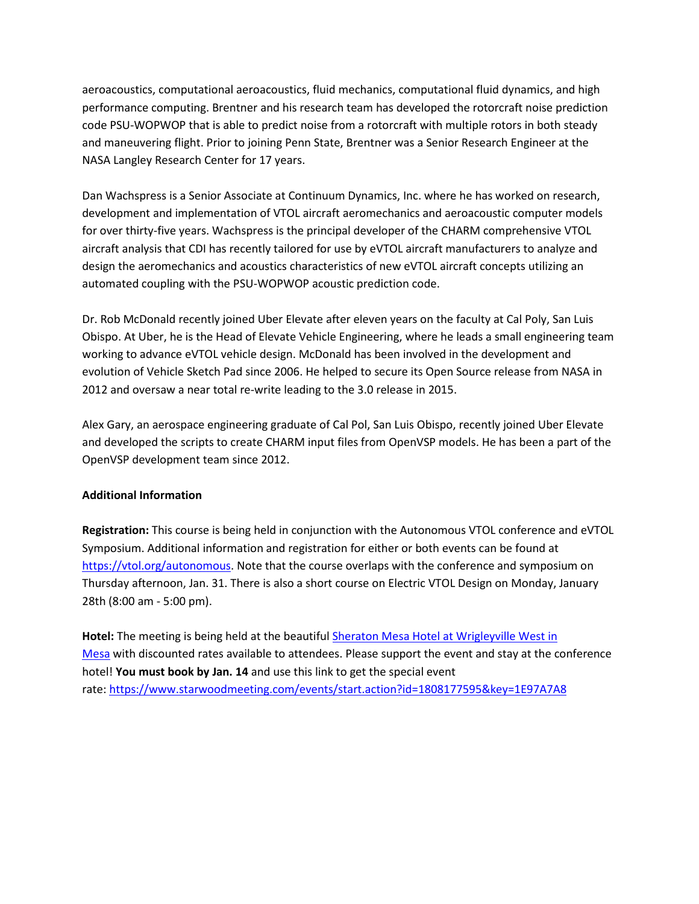aeroacoustics, computational aeroacoustics, fluid mechanics, computational fluid dynamics, and high performance computing. Brentner and his research team has developed the rotorcraft noise prediction code PSU-WOPWOP that is able to predict noise from a rotorcraft with multiple rotors in both steady and maneuvering flight. Prior to joining Penn State, Brentner was a Senior Research Engineer at the NASA Langley Research Center for 17 years.

Dan Wachspress is a Senior Associate at Continuum Dynamics, Inc. where he has worked on research, development and implementation of VTOL aircraft aeromechanics and aeroacoustic computer models for over thirty-five years. Wachspress is the principal developer of the CHARM comprehensive VTOL aircraft analysis that CDI has recently tailored for use by eVTOL aircraft manufacturers to analyze and design the aeromechanics and acoustics characteristics of new eVTOL aircraft concepts utilizing an automated coupling with the PSU-WOPWOP acoustic prediction code.

Dr. Rob McDonald recently joined Uber Elevate after eleven years on the faculty at Cal Poly, San Luis Obispo. At Uber, he is the Head of Elevate Vehicle Engineering, where he leads a small engineering team working to advance eVTOL vehicle design. McDonald has been involved in the development and evolution of Vehicle Sketch Pad since 2006. He helped to secure its Open Source release from NASA in 2012 and oversaw a near total re-write leading to the 3.0 release in 2015.

Alex Gary, an aerospace engineering graduate of Cal Pol, San Luis Obispo, recently joined Uber Elevate and developed the scripts to create CHARM input files from OpenVSP models. He has been a part of the OpenVSP development team since 2012.

**Additional Information**

**Registration:** This course is being held in conjunction with the Autonomous VTOL conference and eVTOL Symposium. Additional information and registration for either or both events can be found at [https://vtol.org/autonomous](https://vtol.org/autonomous). Note that the course overlaps with the conference and symposium on Thursday afternoon, Jan. 31. There is also a short course on Electric VTOL Design on Monday, January 28th (8:00 am - 5:00 pm).

**Hotel:** The meeting is being held at the beautiful Sheraton Mesa Hotel at Wrigleyville West in Mesa with discounted rates available to attendees. Please support the event and stay at the conference hotel! **You must book by Jan. 14** and use this link to get the special event rate: [https://www.starwoodmeeting.com/events/start.action?id=1808177595&key=1E97A7A8](https://www.starwoodmeeting.com/events/start.action?id=1808177595&key=1E97A7A8)